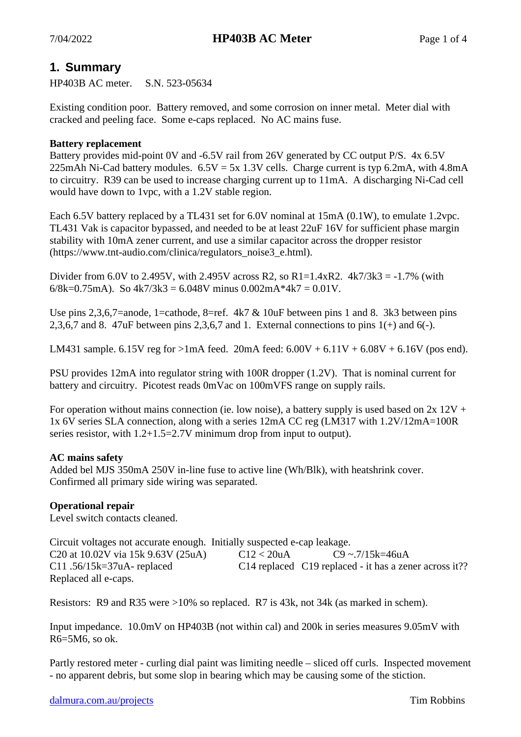## 1. Summary

HP403B AC meter.     S.N. 523-05634

Existing condition poor. Battery removed, and some corrosion on inner metal. Meter dial with cracked and peeling face. Some e-caps replaced. No AC mains fuse.

**Battery replacement**

Battery provides mid-point 0V and -6.5V rail from 26V generated by CC output P/S. 4x 6.5V 225mAh Ni-Cad battery modules. 6.5V = 5x 1.3V cells. Charge current is typ 6.2mA, with 4.8mA to circuitry. R39 can be used to increase charging current up to 11mA. A discharging Ni-Cad cell would have down to 1vpc, with a 1.2V stable region.

Each 6.5V battery replaced by a TL431 set for 6.0V nominal at 15mA (0.1W), to emulate 1.2vpc. TL431 Vak is capacitor bypassed, and needed to be at least 22uF 16V for sufficient phase margin stability with 10mA zener current, and use a similar capacitor across the dropper resistor (https://www.tnt-audio.com/clinica/regulators_noise3_e.html).

Divider from 6.0V to 2.495V, with 2.495V across R2, so R1=1.4xR2. 4k7/3k3 = -1.7% (with 6/8k=0.75mA). So 4k7/3k3 = 6.048V minus 0.002mA*4k7 = 0.01V.

Use pins 2,3,6,7=anode, 1=cathode, 8=ref. 4k7 & 10uF between pins 1 and 8. 3k3 between pins 2,3,6,7 and 8. 47uF between pins 2,3,6,7 and 1. External connections to pins 1(+) and 6(-).

LM431 sample. 6.15V reg for >1mA feed. 20mA feed: 6.00V + 6.11V + 6.08V + 6.16V (pos end).

PSU provides 12mA into regulator string with 100R dropper (1.2V). That is nominal current for battery and circuitry. Picotest reads 0mVac on 100mVFS range on supply rails.

For operation without mains connection (ie. low noise), a battery supply is used based on 2x 12V + 1x 6V series SLA connection, along with a series 12mA CC reg (LM317 with 1.2V/12mA=100R series resistor, with 1.2+1.5=2.7V minimum drop from input to output).

**AC mains safety**

Added bel MJS 350mA 250V in-line fuse to active line (Wh/Blk), with heatshrink cover. Confirmed all primary side wiring was separated.

**Operational repair**

Level switch contacts cleaned.

Circuit voltages not accurate enough. Initially suspected e-cap leakage.
C20 at 10.02V via 15k 9.63V (25uA)     C12 < 20uA     C9 ~.7/15k=46uA
C11 .56/15k=37uA- replaced     C14 replaced     C19 replaced - it has a zener across it??
Replaced all e-caps.

Resistors: R9 and R35 were >10% so replaced. R7 is 43k, not 34k (as marked in schem).

Input impedance. 10.0mV on HP403B (not within cal) and 200k in series measures 9.05mV with R6=5M6, so ok.

Partly restored meter - curling dial paint was limiting needle – sliced off curls. Inspected movement - no apparent debris, but some slop in bearing which may be causing some of the stiction.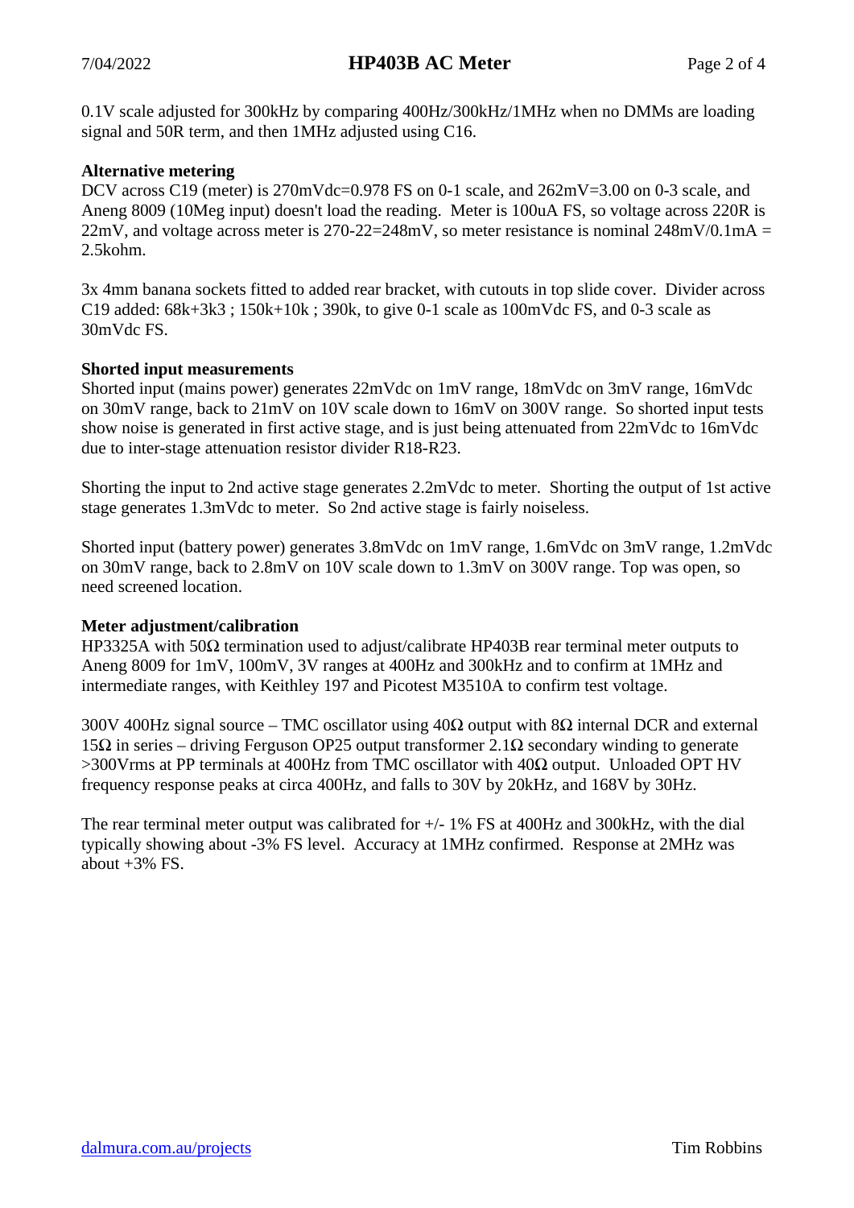0.1V scale adjusted for 300kHz by comparing 400Hz/300kHz/1MHz when no DMMs are loading signal and 50R term, and then 1MHz adjusted using C16.

**Alternative metering**

DCV across C19 (meter) is 270mVdc=0.978 FS on 0-1 scale, and 262mV=3.00 on 0-3 scale, and Aneng 8009 (10Meg input) doesn't load the reading. Meter is 100uA FS, so voltage across 220R is 22mV, and voltage across meter is 270-22=248mV, so meter resistance is nominal 248mV/0.1mA = 2.5kohm.

3x 4mm banana sockets fitted to added rear bracket, with cutouts in top slide cover. Divider across C19 added: 68k+3k3 ; 150k+10k ; 390k, to give 0-1 scale as 100mVdc FS, and 0-3 scale as 30mVdc FS.

**Shorted input measurements**

Shorted input (mains power) generates 22mVdc on 1mV range, 18mVdc on 3mV range, 16mVdc on 30mV range, back to 21mV on 10V scale down to 16mV on 300V range. So shorted input tests show noise is generated in first active stage, and is just being attenuated from 22mVdc to 16mVdc due to inter-stage attenuation resistor divider R18-R23.

Shorting the input to 2nd active stage generates 2.2mVdc to meter. Shorting the output of 1st active stage generates 1.3mVdc to meter. So 2nd active stage is fairly noiseless.

Shorted input (battery power) generates 3.8mVdc on 1mV range, 1.6mVdc on 3mV range, 1.2mVdc on 30mV range, back to 2.8mV on 10V scale down to 1.3mV on 300V range. Top was open, so need screened location.

**Meter adjustment/calibration**

HP3325A with 50Ω termination used to adjust/calibrate HP403B rear terminal meter outputs to Aneng 8009 for 1mV, 100mV, 3V ranges at 400Hz and 300kHz and to confirm at 1MHz and intermediate ranges, with Keithley 197 and Picotest M3510A to confirm test voltage.

300V 400Hz signal source – TMC oscillator using 40Ω output with 8Ω internal DCR and external 15Ω in series – driving Ferguson OP25 output transformer 2.1Ω secondary winding to generate >300Vrms at PP terminals at 400Hz from TMC oscillator with 40Ω output. Unloaded OPT HV frequency response peaks at circa 400Hz, and falls to 30V by 20kHz, and 168V by 30Hz.

The rear terminal meter output was calibrated for +/- 1% FS at 400Hz and 300kHz, with the dial typically showing about -3% FS level. Accuracy at 1MHz confirmed. Response at 2MHz was about +3% FS.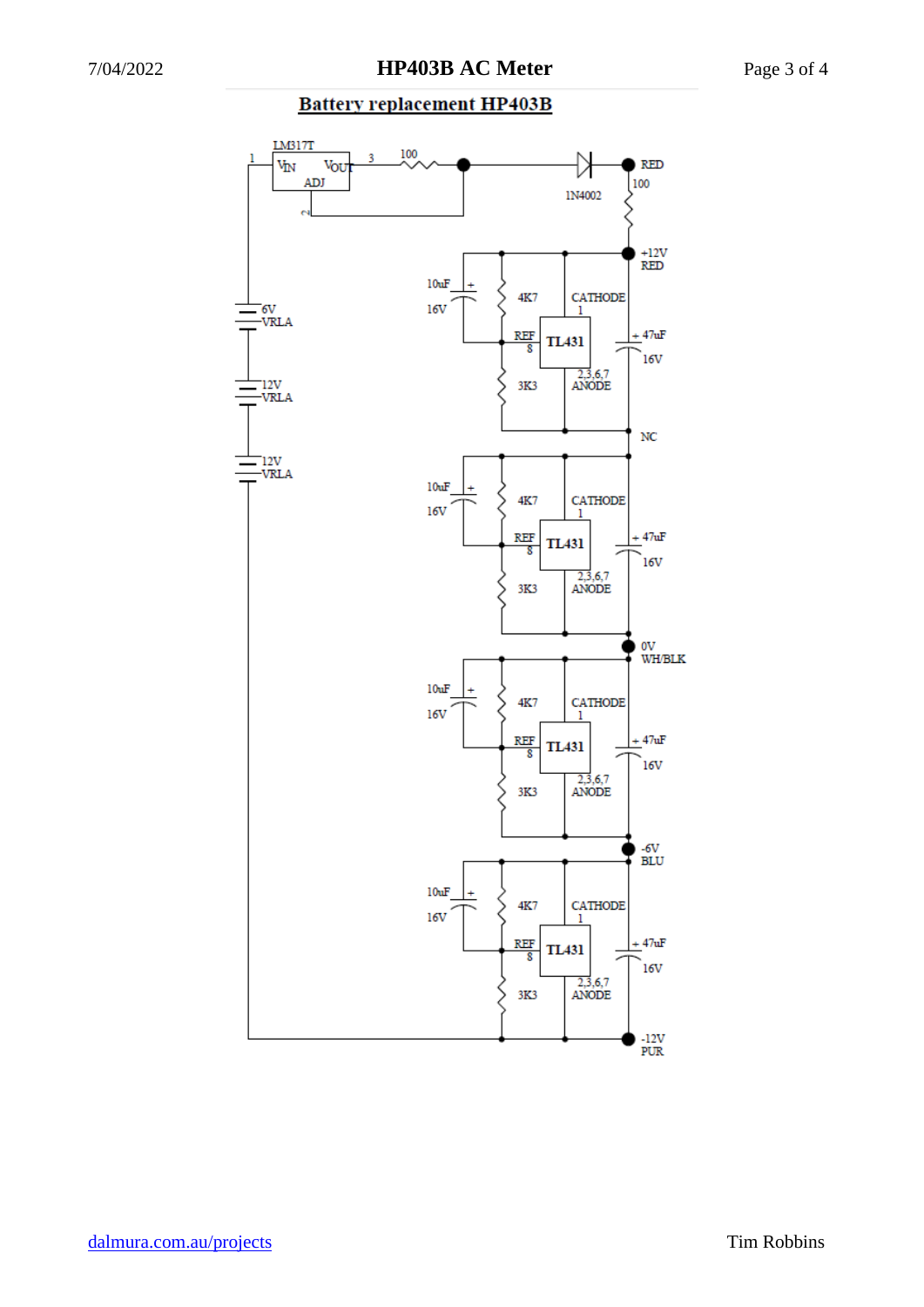# Battery replacement HP403B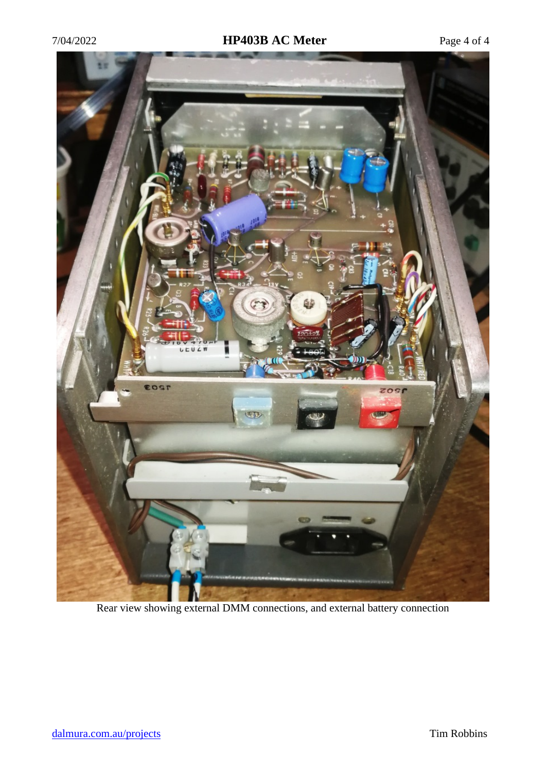Rear view showing external DMM connections, and external battery connection